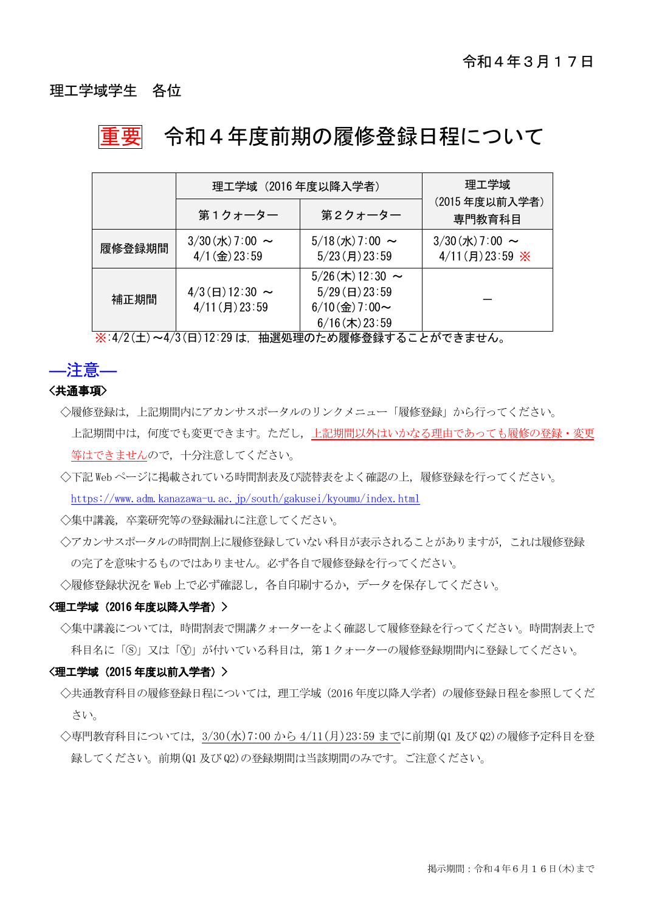令和４年３月１７日

理工学域学生　各位

# 重要　令和４年度前期の履修登録日程について

| | 理工学域（2016 年度以降入学者） | | 理工学域（2015 年度以前入学者）専門教育科目 |
|---|---|---|---|
| | 第１クォーター | 第２クォーター | |
| 履修登録期間 | 3/30(水)7:00 ～ 4/1(金)23:59 | 5/18(水)7:00 ～ 5/23(月)23:59 | 3/30(水)7:00 ～ 4/11(月)23:59 ※ |
| 補正期間 | 4/3(日)12:30 ～ 4/11(月)23:59 | 5/26(木)12:30 ～ 5/29(日)23:59 6/10(金)7:00～ 6/16(木)23:59 | ― |

※:4/2(土)～4/3(日)12:29 は，抽選処理のため履修登録することができません。

## ―注意―

**〈共通事項〉**

◇履修登録は，上記期間内にアカンサスポータルのリンクメニュー「履修登録」から行ってください。上記期間中は，何度でも変更できます。ただし，上記期間以外はいかなる理由であっても履修の登録・変更等はできませんので，十分注意してください。

◇下記 Web ページに掲載されている時間割表及び読替表をよく確認の上，履修登録を行ってください。
https://www.adm.kanazawa-u.ac.jp/south/gakusei/kyoumu/index.html

◇集中講義，卒業研究等の登録漏れに注意してください。

◇アカンサスポータルの時間割上に履修登録していない科目が表示されることがありますが，これは履修登録の完了を意味するものではありません。必ず各自で履修登録を行ってください。

◇履修登録状況を Web 上で必ず確認し，各自印刷するか，データを保存してください。

**〈理工学域（2016 年度以降入学者）〉**

◇集中講義については，時間割表で開講クォーターをよく確認して履修登録を行ってください。時間割表上で科目名に「Ⓢ」又は「Ⓨ」が付いている科目は，第１クォーターの履修登録期間内に登録してください。

**〈理工学域（2015 年度以前入学者）〉**

◇共通教育科目の履修登録日程については，理工学域（2016 年度以降入学者）の履修登録日程を参照してください。

◇専門教育科目については，3/30(水)7:00 から 4/11(月)23:59 までに前期(Q1 及び Q2)の履修予定科目を登録してください。前期(Q1 及び Q2)の登録期間は当該期間のみです。ご注意ください。

掲示期間：令和４年６月１６日(木)まで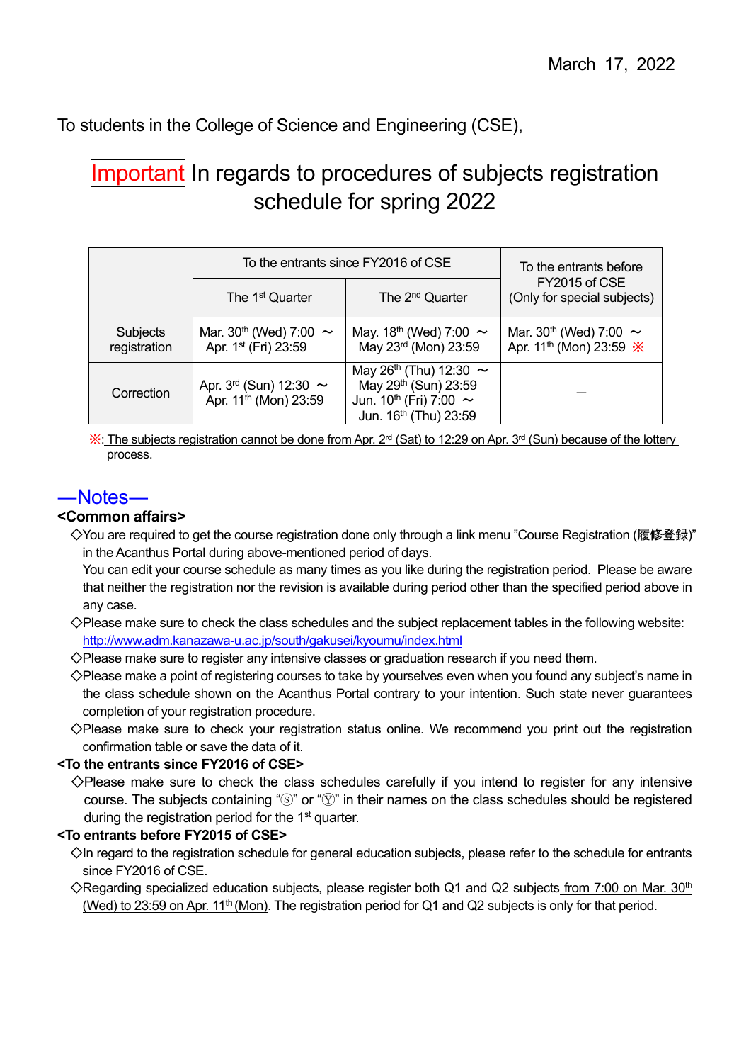March 17, 2022

To students in the College of Science and Engineering (CSE),

# Important In regards to procedures of subjects registration schedule for spring 2022

| | To the entrants since FY2016 of CSE | | To the entrants before FY2015 of CSE (Only for special subjects) |
|---|---|---|---|
| | The 1st Quarter | The 2nd Quarter | |
| Subjects registration | Mar. 30th (Wed) 7:00 ～ Apr. 1st (Fri) 23:59 | May. 18th (Wed) 7:00 ～ May 23rd (Mon) 23:59 | Mar. 30th (Wed) 7:00 ～ Apr. 11th (Mon) 23:59 ※ |
| Correction | Apr. 3rd (Sun) 12:30 ～ Apr. 11th (Mon) 23:59 | May 26th (Thu) 12:30 ～ May 29th (Sun) 23:59<br>Jun. 10th (Fri) 7:00 ～ Jun. 16th (Thu) 23:59 | — |

※: The subjects registration cannot be done from Apr. 2rd (Sat) to 12:29 on Apr. 3rd (Sun) because of the lottery process.

## —Notes—

**<Common affairs>**

◇You are required to get the course registration done only through a link menu "Course Registration (履修登録)" in the Acanthus Portal during above-mentioned period of days.
You can edit your course schedule as many times as you like during the registration period. Please be aware that neither the registration nor the revision is available during period other than the specified period above in any case.

◇Please make sure to check the class schedules and the subject replacement tables in the following website:
http://www.adm.kanazawa-u.ac.jp/south/gakusei/kyoumu/index.html

◇Please make sure to register any intensive classes or graduation research if you need them.

◇Please make a point of registering courses to take by yourselves even when you found any subject's name in the class schedule shown on the Acanthus Portal contrary to your intention. Such state never guarantees completion of your registration procedure.

◇Please make sure to check your registration status online. We recommend you print out the registration confirmation table or save the data of it.

**<To the entrants since FY2016 of CSE>**

◇Please make sure to check the class schedules carefully if you intend to register for any intensive course. The subjects containing "Ⓢ" or "Ⓨ" in their names on the class schedules should be registered during the registration period for the 1st quarter.

**<To entrants before FY2015 of CSE>**

◇In regard to the registration schedule for general education subjects, please refer to the schedule for entrants since FY2016 of CSE.

◇Regarding specialized education subjects, please register both Q1 and Q2 subjects from 7:00 on Mar. 30th (Wed) to 23:59 on Apr. 11th (Mon). The registration period for Q1 and Q2 subjects is only for that period.